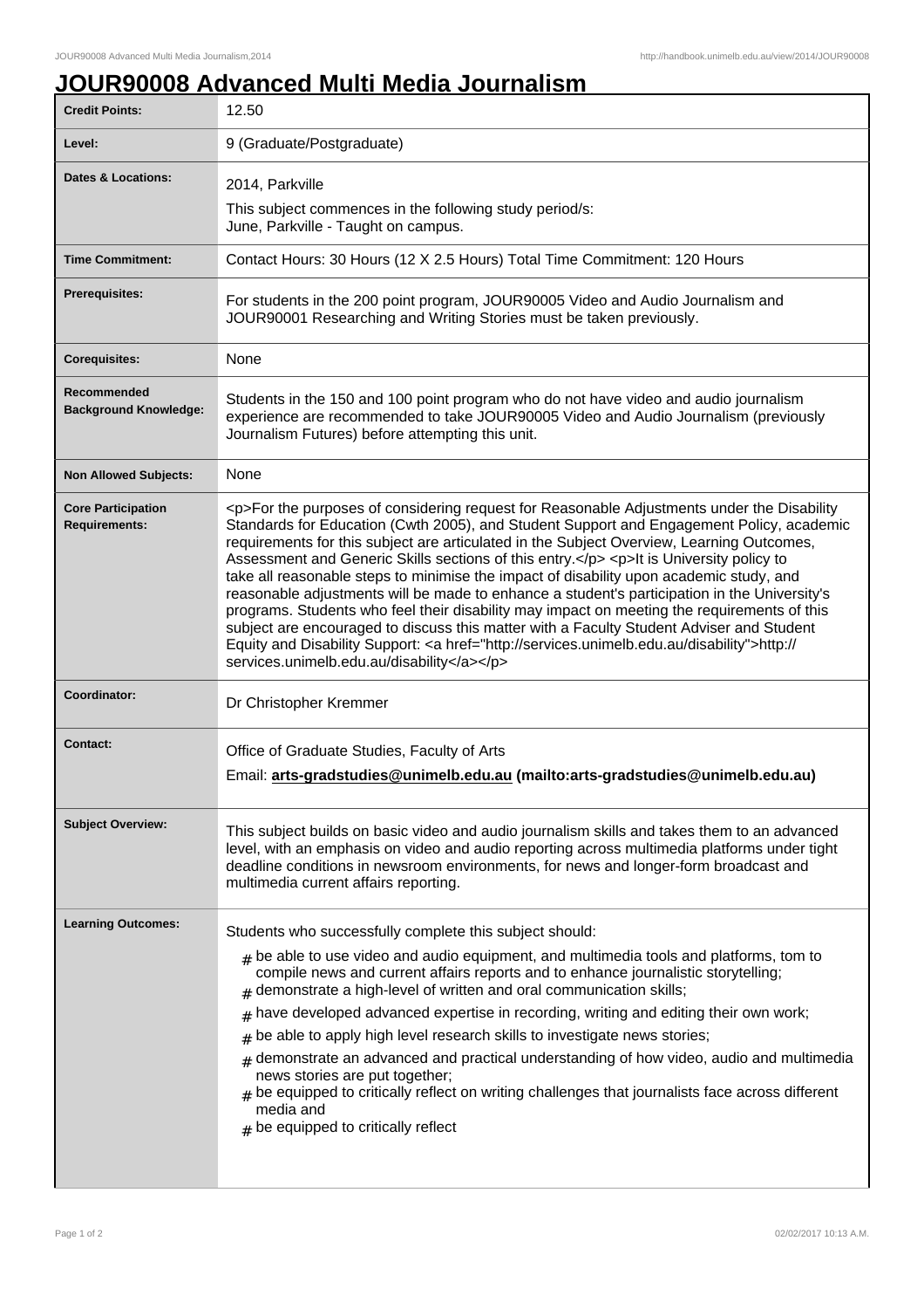# JOUR90008 Advanced Multi Media Journalism

| | |
|---|---|
| **Credit Points:** | 12.50 |
| **Level:** | 9 (Graduate/Postgraduate) |
| **Dates & Locations:** | 2014, Parkville<br>This subject commences in the following study period/s:<br>June, Parkville - Taught on campus. |
| **Time Commitment:** | Contact Hours: 30 Hours (12 X 2.5 Hours) Total Time Commitment: 120 Hours |
| **Prerequisites:** | For students in the 200 point program, JOUR90005 Video and Audio Journalism and JOUR90001 Researching and Writing Stories must be taken previously. |
| **Corequisites:** | None |
| **Recommended Background Knowledge:** | Students in the 150 and 100 point program who do not have video and audio journalism experience are recommended to take JOUR90005 Video and Audio Journalism (previously Journalism Futures) before attempting this unit. |
| **Non Allowed Subjects:** | None |
| **Core Participation Requirements:** | <p>For the purposes of considering request for Reasonable Adjustments under the Disability Standards for Education (Cwth 2005), and Student Support and Engagement Policy, academic requirements for this subject are articulated in the Subject Overview, Learning Outcomes, Assessment and Generic Skills sections of this entry.</p> <p>It is University policy to take all reasonable steps to minimise the impact of disability upon academic study, and reasonable adjustments will be made to enhance a student's participation in the University's programs. Students who feel their disability may impact on meeting the requirements of this subject are encouraged to discuss this matter with a Faculty Student Adviser and Student Equity and Disability Support: <a href="http://services.unimelb.edu.au/disability">http://services.unimelb.edu.au/disability</a></p> |
| **Coordinator:** | Dr Christopher Kremmer |
| **Contact:** | Office of Graduate Studies, Faculty of Arts<br>Email: **arts-gradstudies@unimelb.edu.au (mailto:arts-gradstudies@unimelb.edu.au)** |
| **Subject Overview:** | This subject builds on basic video and audio journalism skills and takes them to an advanced level, with an emphasis on video and audio reporting across multimedia platforms under tight deadline conditions in newsroom environments, for news and longer-form broadcast and multimedia current affairs reporting. |
| **Learning Outcomes:** | Students who successfully complete this subject should:<br># be able to use video and audio equipment, and multimedia tools and platforms, tom to compile news and current affairs reports and to enhance journalistic storytelling;<br># demonstrate a high-level of written and oral communication skills;<br># have developed advanced expertise in recording, writing and editing their own work;<br># be able to apply high level research skills to investigate news stories;<br># demonstrate an advanced and practical understanding of how video, audio and multimedia news stories are put together;<br># be equipped to critically reflect on writing challenges that journalists face across different media and<br># be equipped to critically reflect |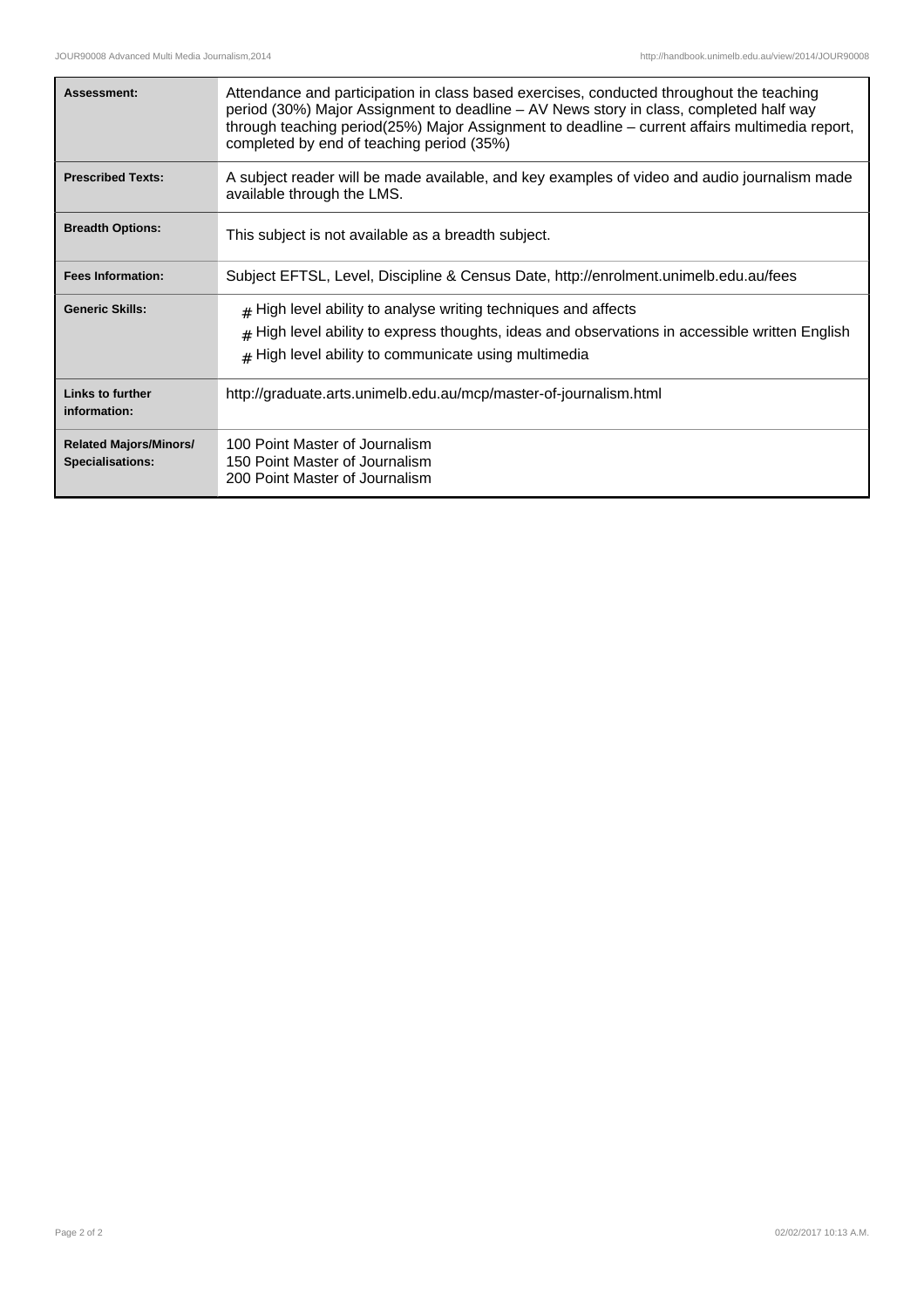| | |
|---|---|
| **Assessment:** | Attendance and participation in class based exercises, conducted throughout the teaching period (30%) Major Assignment to deadline – AV News story in class, completed half way through teaching period(25%) Major Assignment to deadline – current affairs multimedia report, completed by end of teaching period (35%) |
| **Prescribed Texts:** | A subject reader will be made available, and key examples of video and audio journalism made available through the LMS. |
| **Breadth Options:** | This subject is not available as a breadth subject. |
| **Fees Information:** | Subject EFTSL, Level, Discipline & Census Date, http://enrolment.unimelb.edu.au/fees |
| **Generic Skills:** | # High level ability to analyse writing techniques and affects<br># High level ability to express thoughts, ideas and observations in accessible written English<br># High level ability to communicate using multimedia |
| **Links to further information:** | http://graduate.arts.unimelb.edu.au/mcp/master-of-journalism.html |
| **Related Majors/Minors/ Specialisations:** | 100 Point Master of Journalism<br>150 Point Master of Journalism<br>200 Point Master of Journalism |